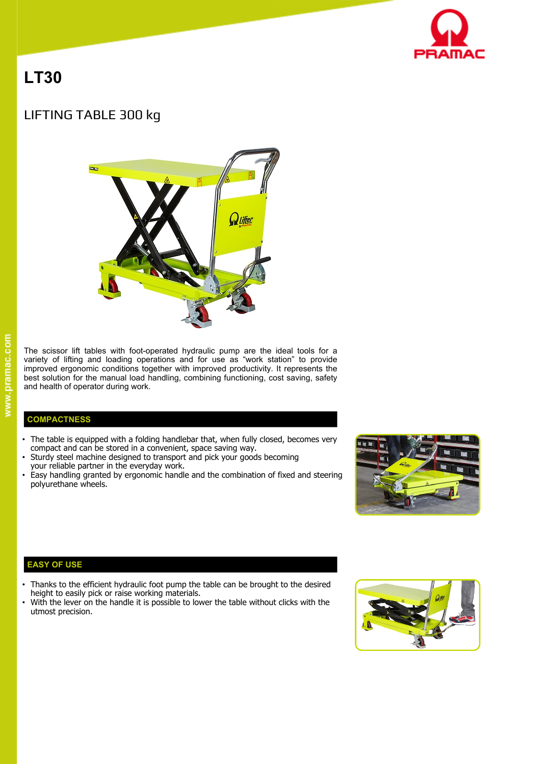# LT30

## LIFTING TABLE 300 kg

The scissor lift tables with foot-operated hydraulic pump are the ideal tools for a variety of lifting and loading operations and for use as "work station" to provide improved ergonomic conditions together with improved productivity. It represents the best solution for the manual load handling, combining functioning, cost saving, safety and health of operator during work.

### COMPACTNESS

- The table is equipped with a folding handlebar that, when fully closed, becomes very compact and can be stored in a convenient, space saving way.
- Sturdy steel machine designed to transport and pick your goods becoming your reliable partner in the everyday work.
- Easy handling granted by ergonomic handle and the combination of fixed and steering polyurethane wheels.

### EASY OF USE

- Thanks to the efficient hydraulic foot pump the table can be brought to the desired height to easily pick or raise working materials.
- With the lever on the handle it is possible to lower the table without clicks with the utmost precision.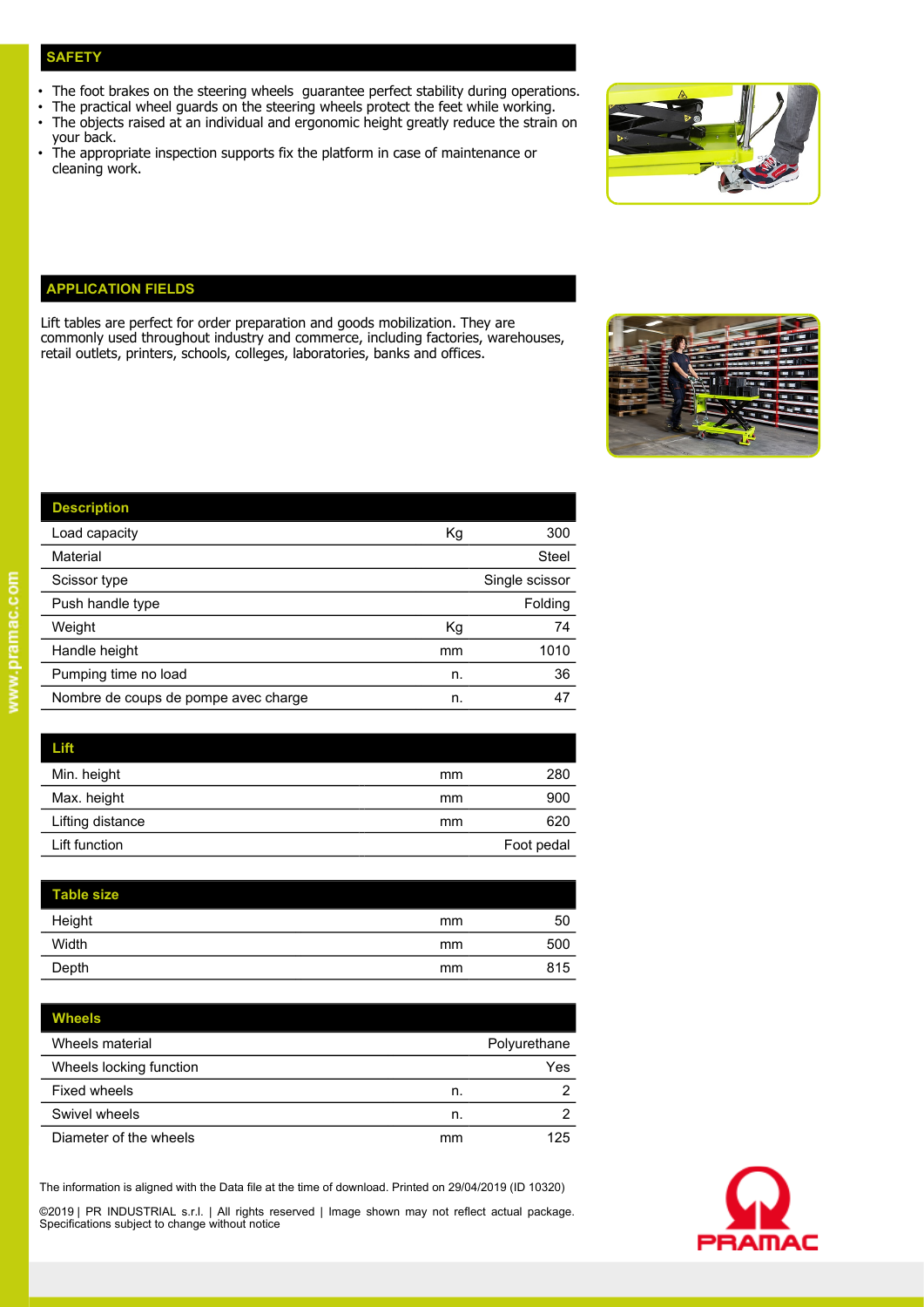## SAFETY

- The foot brakes on the steering wheels guarantee perfect stability during operations.
- The practical wheel guards on the steering wheels protect the feet while working.
- The objects raised at an individual and ergonomic height greatly reduce the strain on your back.
- The appropriate inspection supports fix the platform in case of maintenance or cleaning work.

## APPLICATION FIELDS

Lift tables are perfect for order preparation and goods mobilization. They are commonly used throughout industry and commerce, including factories, warehouses, retail outlets, printers, schools, colleges, laboratories, banks and offices.

| Description | | |
|---|---|---|
| Load capacity | Kg | 300 |
| Material | | Steel |
| Scissor type | | Single scissor |
| Push handle type | | Folding |
| Weight | Kg | 74 |
| Handle height | mm | 1010 |
| Pumping time no load | n. | 36 |
| Nombre de coups de pompe avec charge | n. | 47 |

| Lift | | |
|---|---|---|
| Min. height | mm | 280 |
| Max. height | mm | 900 |
| Lifting distance | mm | 620 |
| Lift function | | Foot pedal |

| Table size | | |
|---|---|---|
| Height | mm | 50 |
| Width | mm | 500 |
| Depth | mm | 815 |

| Wheels | | |
|---|---|---|
| Wheels material | | Polyurethane |
| Wheels locking function | | Yes |
| Fixed wheels | n. | 2 |
| Swivel wheels | n. | 2 |
| Diameter of the wheels | mm | 125 |

The information is aligned with the Data file at the time of download. Printed on 29/04/2019 (ID 10320)

©2019 | PR INDUSTRIAL s.r.l. | All rights reserved | Image shown may not reflect actual package. Specifications subject to change without notice

www.pramac.com

PRAMAC